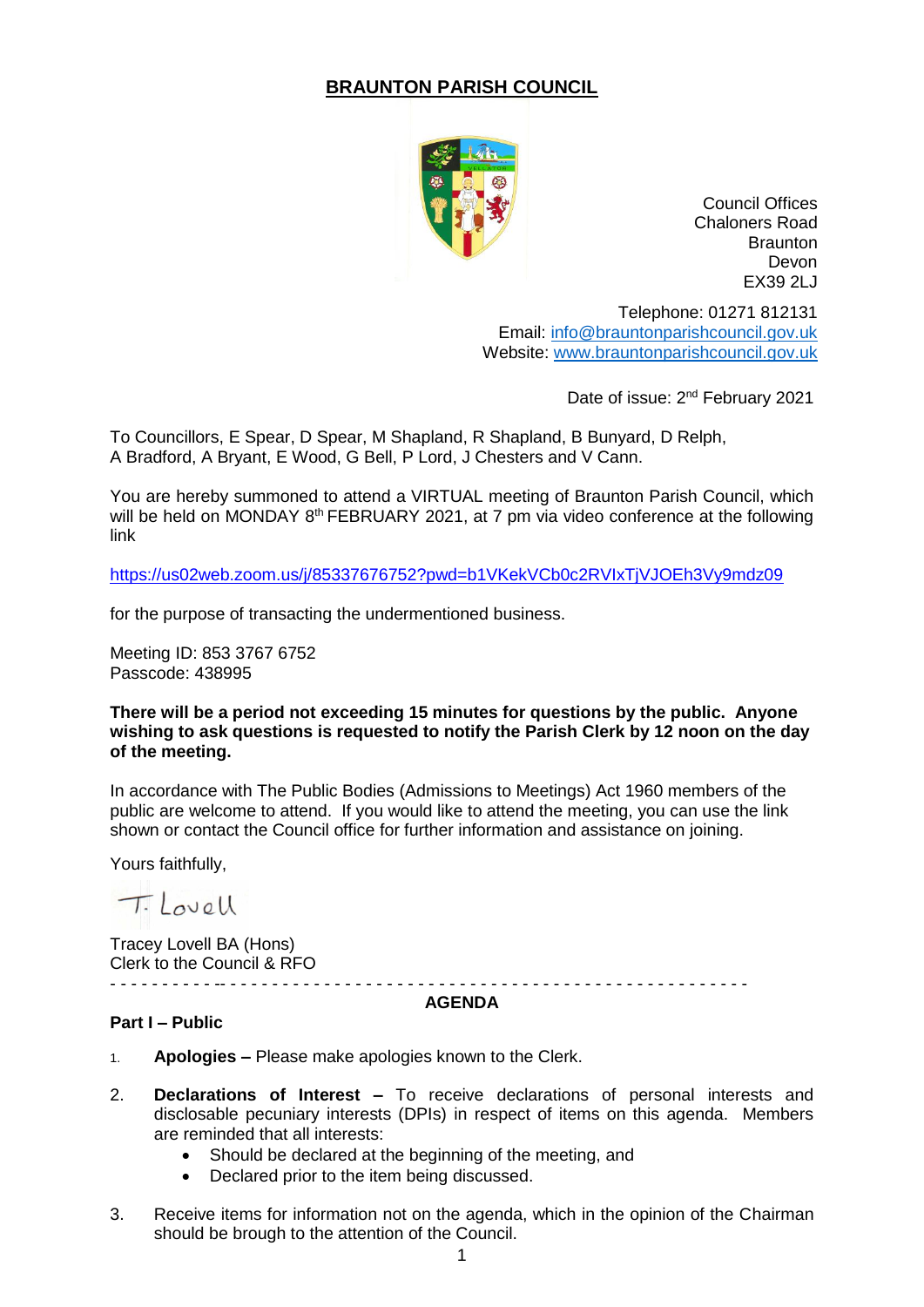# BRAUNTON PARISH COUNCIL

Council Offices
Chaloners Road
Braunton
Devon
EX39 2LJ

Telephone: 01271 812131
Email: info@brauntonparishcouncil.gov.uk
Website: www.brauntonparishcouncil.gov.uk

Date of issue: 2nd February 2021

To Councillors, E Spear, D Spear, M Shapland, R Shapland, B Bunyard, D Relph, A Bradford, A Bryant, E Wood, G Bell, P Lord, J Chesters and V Cann.

You are hereby summoned to attend a VIRTUAL meeting of Braunton Parish Council, which will be held on MONDAY 8th FEBRUARY 2021, at 7 pm via video conference at the following link

https://us02web.zoom.us/j/85337676752?pwd=b1VKekVCb0c2RVIxTjVJOEh3Vy9mdz09

for the purpose of transacting the undermentioned business.

Meeting ID: 853 3767 6752
Passcode: 438995

**There will be a period not exceeding 15 minutes for questions by the public. Anyone wishing to ask questions is requested to notify the Parish Clerk by 12 noon on the day of the meeting.**

In accordance with The Public Bodies (Admissions to Meetings) Act 1960 members of the public are welcome to attend. If you would like to attend the meeting, you can use the link shown or contact the Council office for further information and assistance on joining.

Yours faithfully,

T. Lovell

Tracey Lovell BA (Hons)
Clerk to the Council & RFO

---

## AGENDA

**Part I – Public**

1. **Apologies –** Please make apologies known to the Clerk.

2. **Declarations of Interest –** To receive declarations of personal interests and disclosable pecuniary interests (DPIs) in respect of items on this agenda. Members are reminded that all interests:
   - Should be declared at the beginning of the meeting, and
   - Declared prior to the item being discussed.

3. Receive items for information not on the agenda, which in the opinion of the Chairman should be brough to the attention of the Council.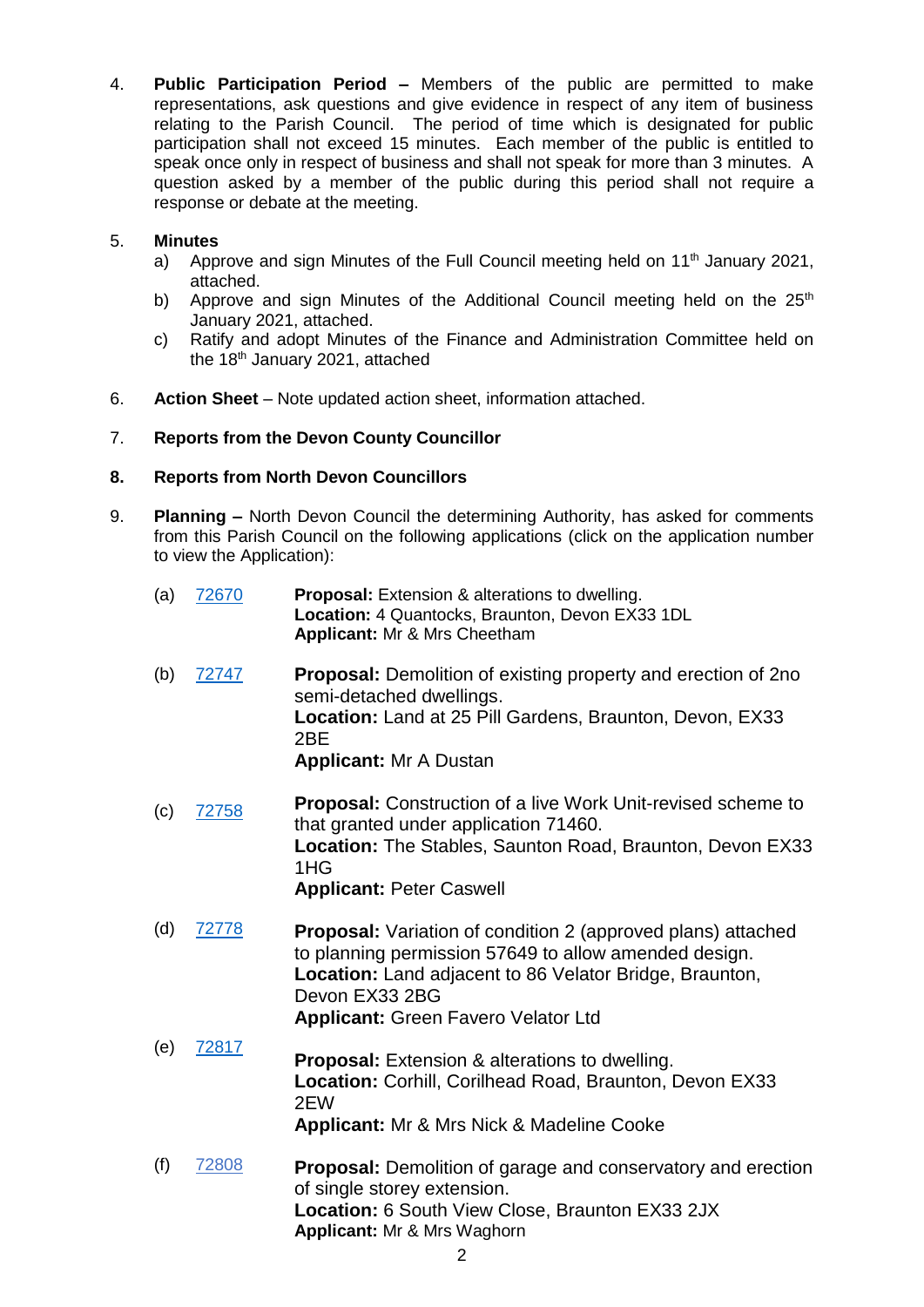4. **Public Participation Period –** Members of the public are permitted to make representations, ask questions and give evidence in respect of any item of business relating to the Parish Council. The period of time which is designated for public participation shall not exceed 15 minutes. Each member of the public is entitled to speak once only in respect of business and shall not speak for more than 3 minutes. A question asked by a member of the public during this period shall not require a response or debate at the meeting.

5. **Minutes**
   a) Approve and sign Minutes of the Full Council meeting held on 11th January 2021, attached.
   b) Approve and sign Minutes of the Additional Council meeting held on the 25th January 2021, attached.
   c) Ratify and adopt Minutes of the Finance and Administration Committee held on the 18th January 2021, attached

6. **Action Sheet** – Note updated action sheet, information attached.

7. **Reports from the Devon County Councillor**

8. **Reports from North Devon Councillors**

9. **Planning –** North Devon Council the determining Authority, has asked for comments from this Parish Council on the following applications (click on the application number to view the Application):

   (a) 72670 — **Proposal:** Extension & alterations to dwelling.
   **Location:** 4 Quantocks, Braunton, Devon EX33 1DL
   **Applicant:** Mr & Mrs Cheetham

   (b) 72747 — **Proposal:** Demolition of existing property and erection of 2no semi-detached dwellings.
   **Location:** Land at 25 Pill Gardens, Braunton, Devon, EX33 2BE
   **Applicant:** Mr A Dustan

   (c) 72758 — **Proposal:** Construction of a live Work Unit-revised scheme to that granted under application 71460.
   **Location:** The Stables, Saunton Road, Braunton, Devon EX33 1HG
   **Applicant:** Peter Caswell

   (d) 72778 — **Proposal:** Variation of condition 2 (approved plans) attached to planning permission 57649 to allow amended design.
   **Location:** Land adjacent to 86 Velator Bridge, Braunton, Devon EX33 2BG
   **Applicant:** Green Favero Velator Ltd

   (e) 72817 — **Proposal:** Extension & alterations to dwelling.
   **Location:** Corhill, Corilhead Road, Braunton, Devon EX33 2EW
   **Applicant:** Mr & Mrs Nick & Madeline Cooke

   (f) 72808 — **Proposal:** Demolition of garage and conservatory and erection of single storey extension.
   **Location:** 6 South View Close, Braunton EX33 2JX
   **Applicant:** Mr & Mrs Waghorn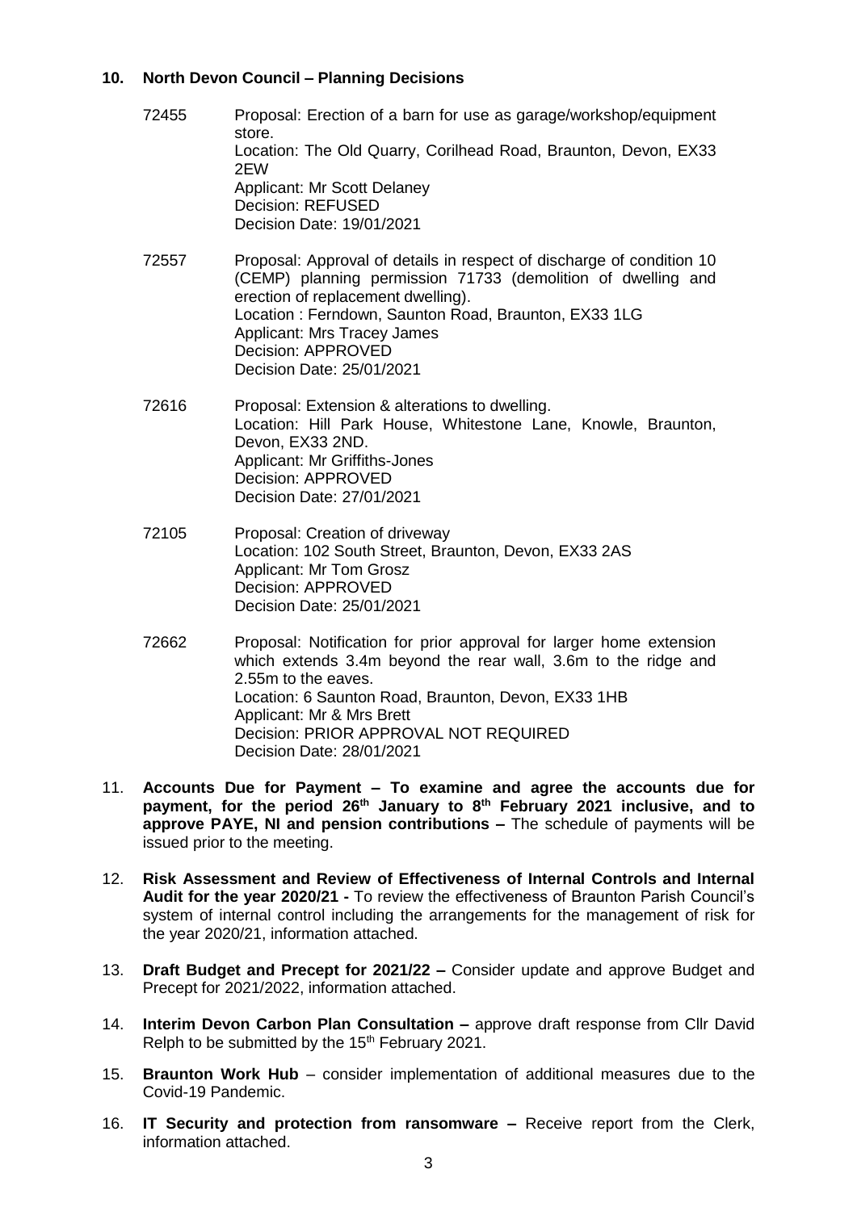## 10. North Devon Council – Planning Decisions

72455 Proposal: Erection of a barn for use as garage/workshop/equipment store.
Location: The Old Quarry, Corilhead Road, Braunton, Devon, EX33 2EW
Applicant: Mr Scott Delaney
Decision: REFUSED
Decision Date: 19/01/2021

72557 Proposal: Approval of details in respect of discharge of condition 10 (CEMP) planning permission 71733 (demolition of dwelling and erection of replacement dwelling).
Location : Ferndown, Saunton Road, Braunton, EX33 1LG
Applicant: Mrs Tracey James
Decision: APPROVED
Decision Date: 25/01/2021

72616 Proposal: Extension & alterations to dwelling.
Location: Hill Park House, Whitestone Lane, Knowle, Braunton, Devon, EX33 2ND.
Applicant: Mr Griffiths-Jones
Decision: APPROVED
Decision Date: 27/01/2021

72105 Proposal: Creation of driveway
Location: 102 South Street, Braunton, Devon, EX33 2AS
Applicant: Mr Tom Grosz
Decision: APPROVED
Decision Date: 25/01/2021

72662 Proposal: Notification for prior approval for larger home extension which extends 3.4m beyond the rear wall, 3.6m to the ridge and 2.55m to the eaves.
Location: 6 Saunton Road, Braunton, Devon, EX33 1HB
Applicant: Mr & Mrs Brett
Decision: PRIOR APPROVAL NOT REQUIRED
Decision Date: 28/01/2021

11. **Accounts Due for Payment – To examine and agree the accounts due for payment, for the period 26th January to 8th February 2021 inclusive, and to approve PAYE, NI and pension contributions –** The schedule of payments will be issued prior to the meeting.

12. **Risk Assessment and Review of Effectiveness of Internal Controls and Internal Audit for the year 2020/21 -** To review the effectiveness of Braunton Parish Council's system of internal control including the arrangements for the management of risk for the year 2020/21, information attached.

13. **Draft Budget and Precept for 2021/22 –** Consider update and approve Budget and Precept for 2021/2022, information attached.

14. **Interim Devon Carbon Plan Consultation –** approve draft response from Cllr David Relph to be submitted by the 15th February 2021.

15. **Braunton Work Hub** – consider implementation of additional measures due to the Covid-19 Pandemic.

16. **IT Security and protection from ransomware –** Receive report from the Clerk, information attached.